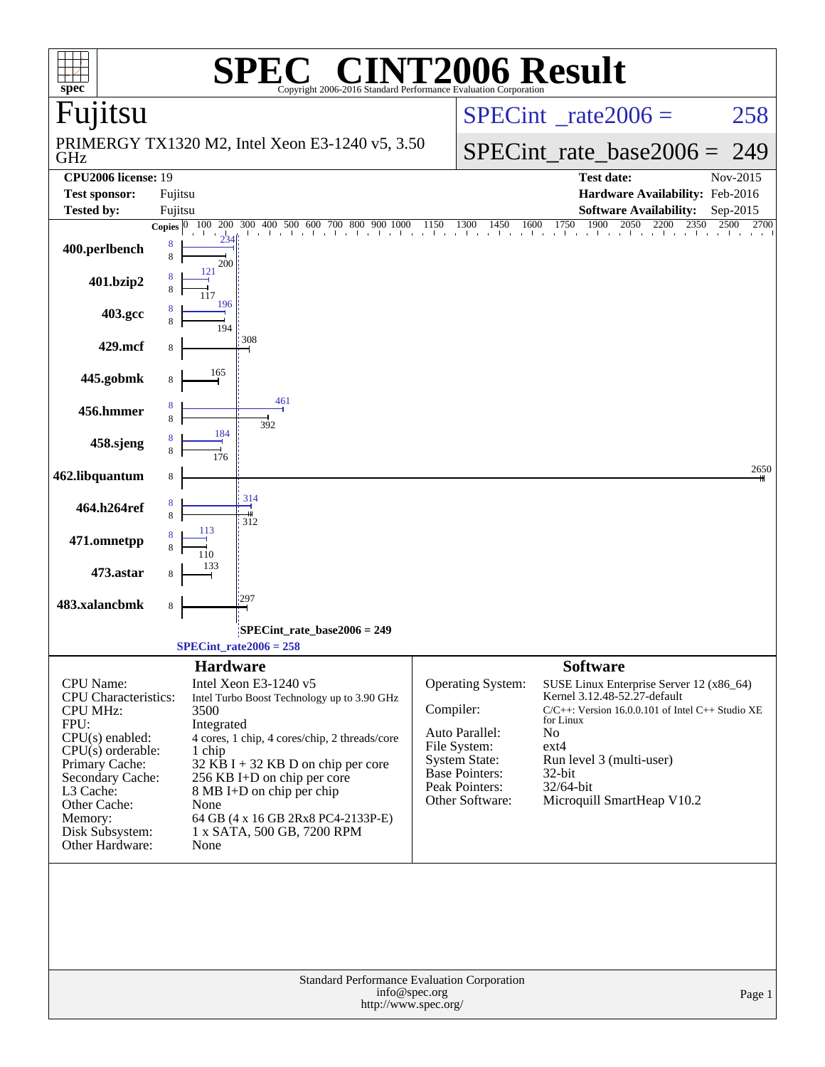# SPEC® CINT2006 Result

Copyright 2006-2016 Standard Performance Evaluation Corporation

## Fujitsu

PRIMERGY TX1320 M2, Intel Xeon E3-1240 v5, 3.50 GHz

SPECint_rate2006 = 258

SPECint_rate_base2006 = 249

| | | | |
|---|---|---|---|
| **CPU2006 license:** 19 | | **Test date:** | Nov-2015 |
| **Test sponsor:** | Fujitsu | **Hardware Availability:** | Feb-2016 |
| **Tested by:** | Fujitsu | **Software Availability:** | Sep-2015 |

| Benchmark | Copies (peak) | Peak | Copies (base) | Base |
|---|---|---|---|---|
| 400.perlbench | 8 | 234 | 8 | 200 |
| 401.bzip2 | 8 | 121 | 8 | 117 |
| 403.gcc | 8 | 196 | 8 | 194 |
| 429.mcf | | | 8 | 308 |
| 445.gobmk | | | 8 | 165 |
| 456.hmmer | 8 | 461 | 8 | 392 |
| 458.sjeng | 8 | 184 | 8 | 176 |
| 462.libquantum | | | 8 | 2650 |
| 464.h264ref | 8 | 314 | 8 | 312 |
| 471.omnetpp | 8 | 113 | 8 | 110 |
| 473.astar | | | 8 | 133 |
| 483.xalancbmk | | | 8 | 297 |

SPECint_rate_base2006 = 249

SPECint_rate2006 = 258

### Hardware

| | |
|---|---|
| CPU Name: | Intel Xeon E3-1240 v5 |
| CPU Characteristics: | Intel Turbo Boost Technology up to 3.90 GHz |
| CPU MHz: | 3500 |
| FPU: | Integrated |
| CPU(s) enabled: | 4 cores, 1 chip, 4 cores/chip, 2 threads/core |
| CPU(s) orderable: | 1 chip |
| Primary Cache: | 32 KB I + 32 KB D on chip per core |
| Secondary Cache: | 256 KB I+D on chip per core |
| L3 Cache: | 8 MB I+D on chip per chip |
| Other Cache: | None |
| Memory: | 64 GB (4 x 16 GB 2Rx8 PC4-2133P-E) |
| Disk Subsystem: | 1 x SATA, 500 GB, 7200 RPM |
| Other Hardware: | None |

### Software

| | |
|---|---|
| Operating System: | SUSE Linux Enterprise Server 12 (x86_64) Kernel 3.12.48-52.27-default |
| Compiler: | C/C++: Version 16.0.0.101 of Intel C++ Studio XE for Linux |
| Auto Parallel: | No |
| File System: | ext4 |
| System State: | Run level 3 (multi-user) |
| Base Pointers: | 32-bit |
| Peak Pointers: | 32/64-bit |
| Other Software: | Microquill SmartHeap V10.2 |

Standard Performance Evaluation Corporation
info@spec.org
http://www.spec.org/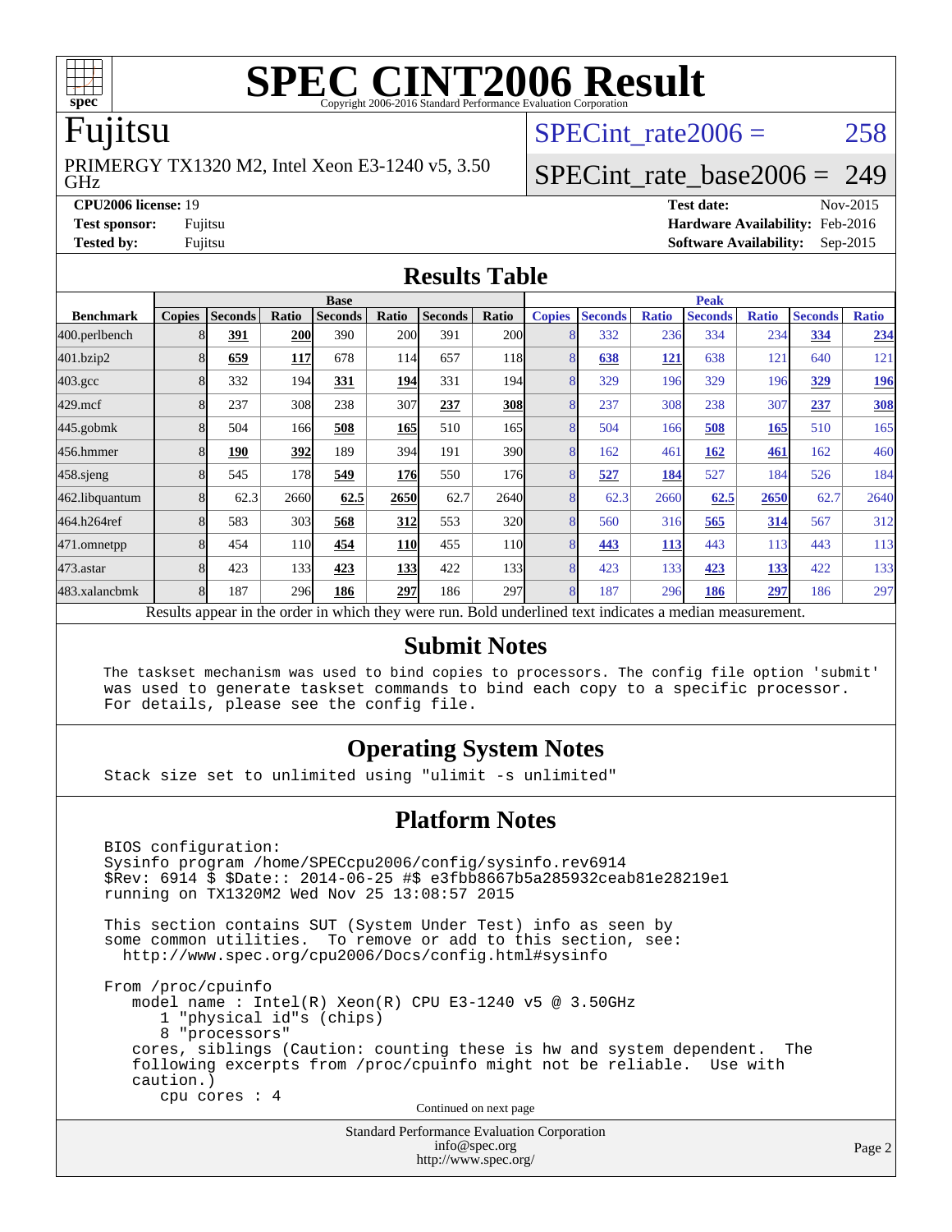# SPEC CINT2006 Result

Copyright 2006-2016 Standard Performance Evaluation Corporation

## Fujitsu

PRIMERGY TX1320 M2, Intel Xeon E3-1240 v5, 3.50 GHz

SPECint_rate2006 = 258

SPECint_rate_base2006 = 249

**CPU2006 license:** 19
**Test sponsor:** Fujitsu
**Tested by:** Fujitsu

**Test date:** Nov-2015
**Hardware Availability:** Feb-2016
**Software Availability:** Sep-2015

## Results Table

| Benchmark | Base | | | | | | | Peak | | | | | | |
|---|---|---|---|---|---|---|---|---|---|---|---|---|---|---|
| | Copies | Seconds | Ratio | Seconds | Ratio | Seconds | Ratio | Copies | Seconds | Ratio | Seconds | Ratio | Seconds | Ratio |
| 400.perlbench | 8 | **391** | **200** | 390 | 200 | 391 | 200 | 8 | 332 | 236 | 334 | 234 | **334** | **234** |
| 401.bzip2 | 8 | **659** | **117** | 678 | 114 | 657 | 118 | 8 | **638** | **121** | 638 | 121 | 640 | 121 |
| 403.gcc | 8 | 332 | 194 | **331** | **194** | 331 | 194 | 8 | 329 | 196 | 329 | 196 | **329** | **196** |
| 429.mcf | 8 | 237 | 308 | 238 | 307 | **237** | **308** | 8 | 237 | 308 | 238 | 307 | **237** | **308** |
| 445.gobmk | 8 | 504 | 166 | **508** | **165** | 510 | 165 | 8 | 504 | 166 | **508** | **165** | 510 | 165 |
| 456.hmmer | 8 | **190** | **392** | 189 | 394 | 191 | 390 | 8 | 162 | 461 | **162** | **461** | 162 | 460 |
| 458.sjeng | 8 | 545 | 178 | **549** | **176** | 550 | 176 | 8 | **527** | **184** | 527 | 184 | 526 | 184 |
| 462.libquantum | 8 | 62.3 | 2660 | **62.5** | **2650** | 62.7 | 2640 | 8 | 62.3 | 2660 | **62.5** | **2650** | 62.7 | 2640 |
| 464.h264ref | 8 | 583 | 303 | **568** | **312** | 553 | 320 | 8 | 560 | 316 | **565** | **314** | 567 | 312 |
| 471.omnetpp | 8 | 454 | 110 | **454** | **110** | 455 | 110 | 8 | **443** | **113** | 443 | 113 | 443 | 113 |
| 473.astar | 8 | 423 | 133 | **423** | **133** | 422 | 133 | 8 | 423 | 133 | **423** | **133** | 422 | 133 |
| 483.xalancbmk | 8 | 187 | 296 | **186** | **297** | 186 | 297 | 8 | 187 | 296 | **186** | **297** | 186 | 297 |

Results appear in the order in which they were run. Bold underlined text indicates a median measurement.

## Submit Notes

```
The taskset mechanism was used to bind copies to processors. The config file option 'submit'
was used to generate taskset commands to bind each copy to a specific processor.
For details, please see the config file.
```

## Operating System Notes

```
Stack size set to unlimited using "ulimit -s unlimited"
```

## Platform Notes

```
BIOS configuration:
Sysinfo program /home/SPECcpu2006/config/sysinfo.rev6914
$Rev: 6914 $ $Date:: 2014-06-25 #$ e3fbb8667b5a285932ceab81e28219e1
running on TX1320M2 Wed Nov 25 13:08:57 2015

This section contains SUT (System Under Test) info as seen by
some common utilities.  To remove or add to this section, see:
  http://www.spec.org/cpu2006/Docs/config.html#sysinfo

From /proc/cpuinfo
   model name : Intel(R) Xeon(R) CPU E3-1240 v5 @ 3.50GHz
      1 "physical id"s (chips)
      8 "processors"
   cores, siblings (Caution: counting these is hw and system dependent.  The
   following excerpts from /proc/cpuinfo might not be reliable.  Use with
   caution.)
      cpu cores : 4
```

Continued on next page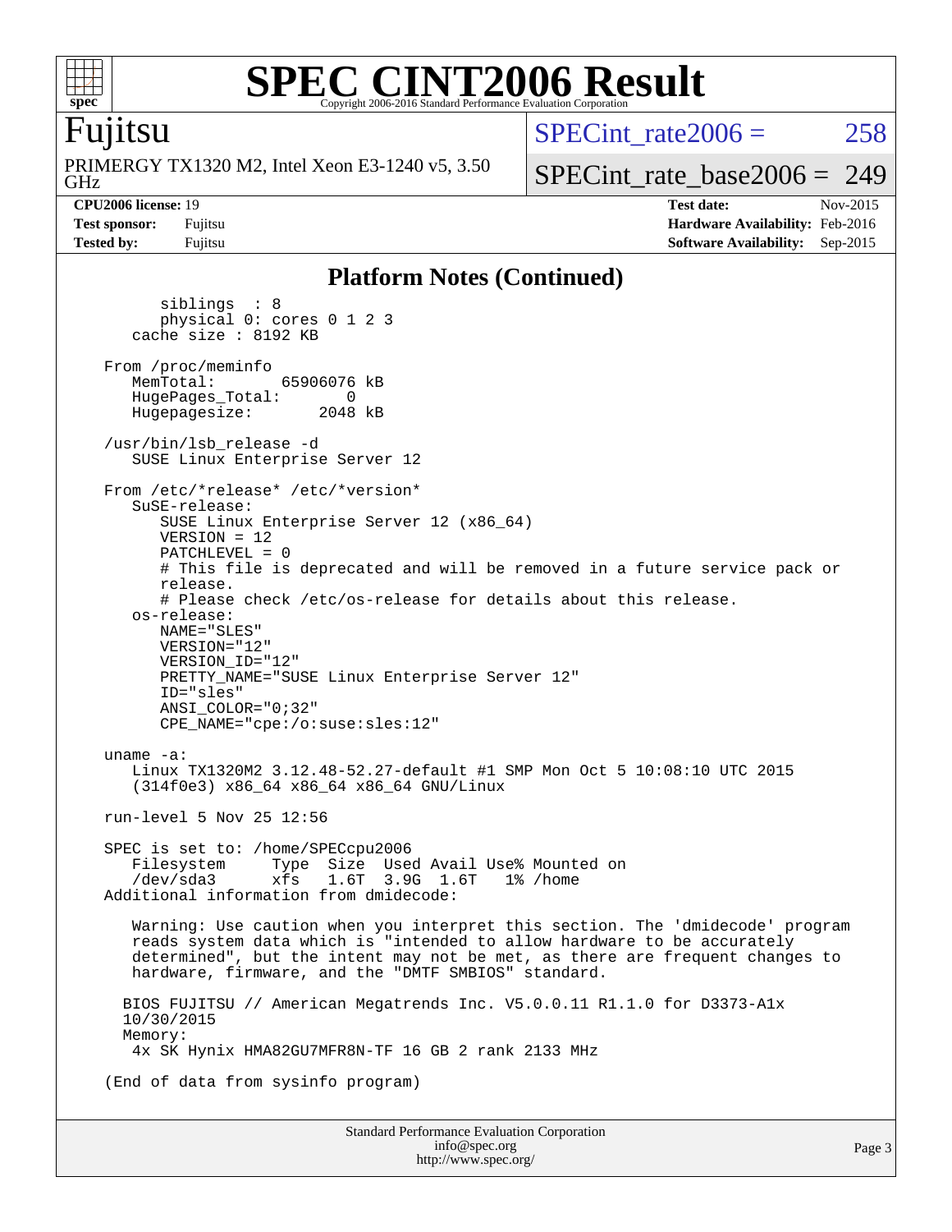## Platform Notes (Continued)

```
        siblings  : 8
        physical 0: cores 0 1 2 3
     cache size : 8192 KB

  From /proc/meminfo
     MemTotal:       65906076 kB
     HugePages_Total:       0
     Hugepagesize:       2048 kB

  /usr/bin/lsb_release -d
     SUSE Linux Enterprise Server 12

  From /etc/*release* /etc/*version*
     SuSE-release:
        SUSE Linux Enterprise Server 12 (x86_64)
        VERSION = 12
        PATCHLEVEL = 0
        # This file is deprecated and will be removed in a future service pack or
        release.
        # Please check /etc/os-release for details about this release.
     os-release:
        NAME="SLES"
        VERSION="12"
        VERSION_ID="12"
        PRETTY_NAME="SUSE Linux Enterprise Server 12"
        ID="sles"
        ANSI_COLOR="0;32"
        CPE_NAME="cpe:/o:suse:sles:12"

  uname -a:
     Linux TX1320M2 3.12.48-52.27-default #1 SMP Mon Oct 5 10:08:10 UTC 2015
     (314f0e3) x86_64 x86_64 x86_64 GNU/Linux

  run-level 5 Nov 25 12:56

  SPEC is set to: /home/SPECcpu2006
     Filesystem     Type  Size  Used Avail Use% Mounted on
     /dev/sda3      xfs   1.6T  3.9G  1.6T   1% /home
  Additional information from dmidecode:

     Warning: Use caution when you interpret this section. The 'dmidecode' program
     reads system data which is "intended to allow hardware to be accurately
     determined", but the intent may not be met, as there are frequent changes to
     hardware, firmware, and the "DMTF SMBIOS" standard.

    BIOS FUJITSU // American Megatrends Inc. V5.0.0.11 R1.1.0 for D3373-A1x
    10/30/2015
    Memory:
     4x SK Hynix HMA82GU7MFR8N-TF 16 GB 2 rank 2133 MHz

  (End of data from sysinfo program)
```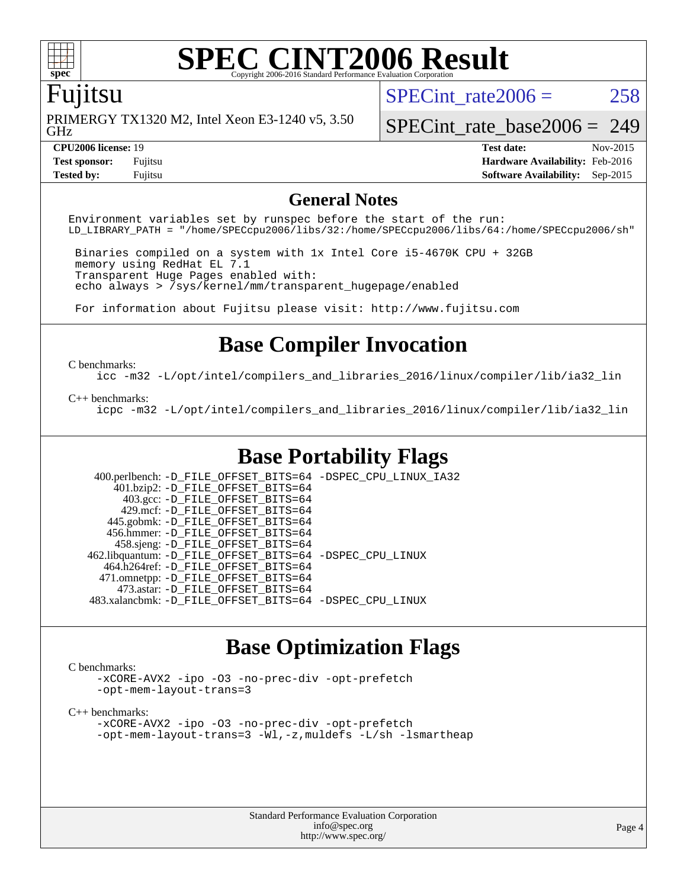# SPEC CINT2006 Result

Copyright 2006-2016 Standard Performance Evaluation Corporation

## Fujitsu

PRIMERGY TX1320 M2, Intel Xeon E3-1240 v5, 3.50 GHz

SPECint_rate2006 = 258

SPECint_rate_base2006 = 249

| | | | |
|---|---|---|---|
| **CPU2006 license:** 19 | | **Test date:** | Nov-2015 |
| **Test sponsor:** | Fujitsu | **Hardware Availability:** | Feb-2016 |
| **Tested by:** | Fujitsu | **Software Availability:** | Sep-2015 |

## General Notes

```
Environment variables set by runspec before the start of the run:
LD_LIBRARY_PATH = "/home/SPECcpu2006/libs/32:/home/SPECcpu2006/libs/64:/home/SPECcpu2006/sh"

 Binaries compiled on a system with 1x Intel Core i5-4670K CPU + 32GB
 memory using RedHat EL 7.1
 Transparent Huge Pages enabled with:
 echo always > /sys/kernel/mm/transparent_hugepage/enabled

 For information about Fujitsu please visit: http://www.fujitsu.com
```

## Base Compiler Invocation

C benchmarks:

```
icc -m32 -L/opt/intel/compilers_and_libraries_2016/linux/compiler/lib/ia32_lin
```

C++ benchmarks:

```
icpc -m32 -L/opt/intel/compilers_and_libraries_2016/linux/compiler/lib/ia32_lin
```

## Base Portability Flags

| Benchmark | Flags |
|---|---|
| 400.perlbench: | -D_FILE_OFFSET_BITS=64 -DSPEC_CPU_LINUX_IA32 |
| 401.bzip2: | -D_FILE_OFFSET_BITS=64 |
| 403.gcc: | -D_FILE_OFFSET_BITS=64 |
| 429.mcf: | -D_FILE_OFFSET_BITS=64 |
| 445.gobmk: | -D_FILE_OFFSET_BITS=64 |
| 456.hmmer: | -D_FILE_OFFSET_BITS=64 |
| 458.sjeng: | -D_FILE_OFFSET_BITS=64 |
| 462.libquantum: | -D_FILE_OFFSET_BITS=64 -DSPEC_CPU_LINUX |
| 464.h264ref: | -D_FILE_OFFSET_BITS=64 |
| 471.omnetpp: | -D_FILE_OFFSET_BITS=64 |
| 473.astar: | -D_FILE_OFFSET_BITS=64 |
| 483.xalancbmk: | -D_FILE_OFFSET_BITS=64 -DSPEC_CPU_LINUX |

## Base Optimization Flags

C benchmarks:

```
-xCORE-AVX2 -ipo -O3 -no-prec-div -opt-prefetch
-opt-mem-layout-trans=3
```

C++ benchmarks:

```
-xCORE-AVX2 -ipo -O3 -no-prec-div -opt-prefetch
-opt-mem-layout-trans=3 -Wl,-z,muldefs -L/sh -lsmartheap
```

Standard Performance Evaluation Corporation
info@spec.org
http://www.spec.org/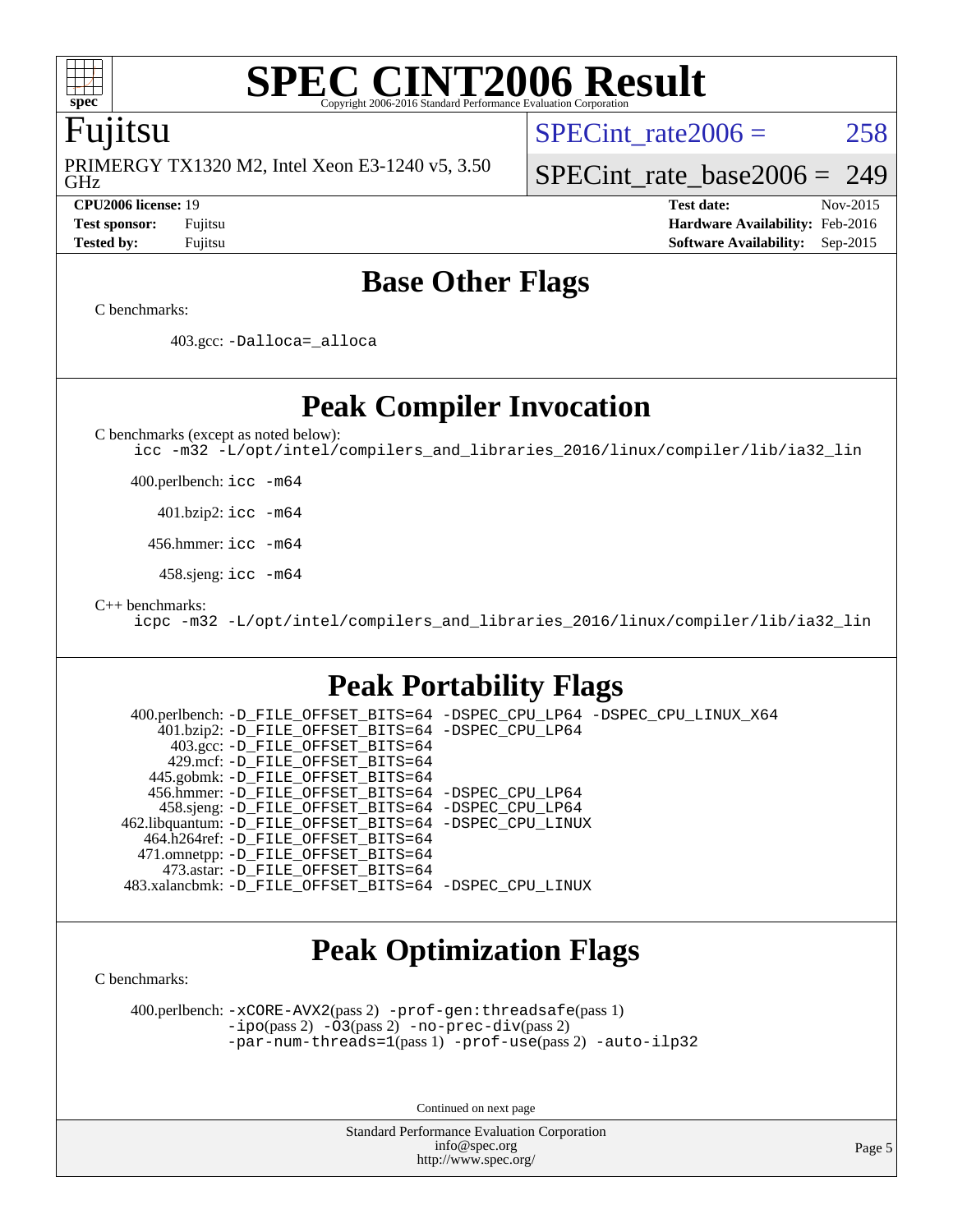## Base Other Flags

C benchmarks:

403.gcc: `-Dalloca=_alloca`

## Peak Compiler Invocation

C benchmarks (except as noted below):
`icc -m32 -L/opt/intel/compilers_and_libraries_2016/linux/compiler/lib/ia32_lin`

400.perlbench: `icc -m64`

401.bzip2: `icc -m64`

456.hmmer: `icc -m64`

458.sjeng: `icc -m64`

C++ benchmarks:
`icpc -m32 -L/opt/intel/compilers_and_libraries_2016/linux/compiler/lib/ia32_lin`

## Peak Portability Flags

400.perlbench: `-D_FILE_OFFSET_BITS=64 -DSPEC_CPU_LP64 -DSPEC_CPU_LINUX_X64`
401.bzip2: `-D_FILE_OFFSET_BITS=64 -DSPEC_CPU_LP64`
403.gcc: `-D_FILE_OFFSET_BITS=64`
429.mcf: `-D_FILE_OFFSET_BITS=64`
445.gobmk: `-D_FILE_OFFSET_BITS=64`
456.hmmer: `-D_FILE_OFFSET_BITS=64 -DSPEC_CPU_LP64`
458.sjeng: `-D_FILE_OFFSET_BITS=64 -DSPEC_CPU_LP64`
462.libquantum: `-D_FILE_OFFSET_BITS=64 -DSPEC_CPU_LINUX`
464.h264ref: `-D_FILE_OFFSET_BITS=64`
471.omnetpp: `-D_FILE_OFFSET_BITS=64`
473.astar: `-D_FILE_OFFSET_BITS=64`
483.xalancbmk: `-D_FILE_OFFSET_BITS=64 -DSPEC_CPU_LINUX`

## Peak Optimization Flags

C benchmarks:

400.perlbench: `-xCORE-AVX2`(pass 2) `-prof-gen:threadsafe`(pass 1) `-ipo`(pass 2) `-O3`(pass 2) `-no-prec-div`(pass 2) `-par-num-threads=1`(pass 1) `-prof-use`(pass 2) `-auto-ilp32`

Continued on next page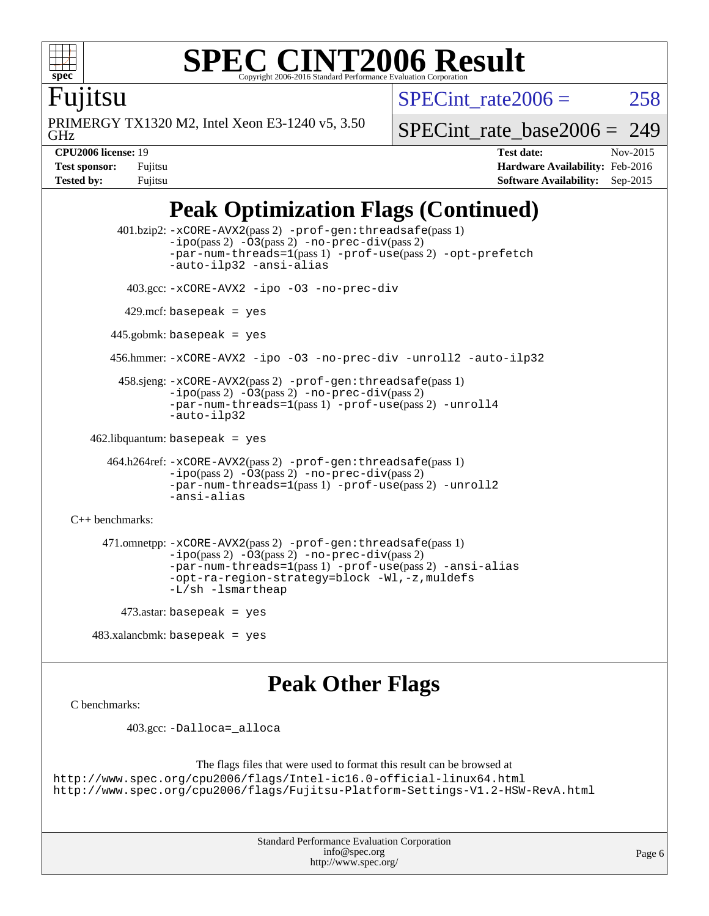# SPEC CINT2006 Result

Fujitsu

PRIMERGY TX1320 M2, Intel Xeon E3-1240 v5, 3.50 GHz

SPECint_rate2006 = 258

SPECint_rate_base2006 = 249

**CPU2006 license:** 19
**Test sponsor:** Fujitsu
**Tested by:** Fujitsu

**Test date:** Nov-2015
**Hardware Availability:** Feb-2016
**Software Availability:** Sep-2015

## Peak Optimization Flags (Continued)

401.bzip2: `-xCORE-AVX2`(pass 2) `-prof-gen:threadsafe`(pass 1) `-ipo`(pass 2) `-O3`(pass 2) `-no-prec-div`(pass 2) `-par-num-threads=1`(pass 1) `-prof-use`(pass 2) `-opt-prefetch` `-auto-ilp32` `-ansi-alias`

403.gcc: `-xCORE-AVX2 -ipo -O3 -no-prec-div`

429.mcf: `basepeak = yes`

445.gobmk: `basepeak = yes`

456.hmmer: `-xCORE-AVX2 -ipo -O3 -no-prec-div -unroll2 -auto-ilp32`

458.sjeng: `-xCORE-AVX2`(pass 2) `-prof-gen:threadsafe`(pass 1) `-ipo`(pass 2) `-O3`(pass 2) `-no-prec-div`(pass 2) `-par-num-threads=1`(pass 1) `-prof-use`(pass 2) `-unroll4` `-auto-ilp32`

462.libquantum: `basepeak = yes`

464.h264ref: `-xCORE-AVX2`(pass 2) `-prof-gen:threadsafe`(pass 1) `-ipo`(pass 2) `-O3`(pass 2) `-no-prec-div`(pass 2) `-par-num-threads=1`(pass 1) `-prof-use`(pass 2) `-unroll2` `-ansi-alias`

C++ benchmarks:

471.omnetpp: `-xCORE-AVX2`(pass 2) `-prof-gen:threadsafe`(pass 1) `-ipo`(pass 2) `-O3`(pass 2) `-no-prec-div`(pass 2) `-par-num-threads=1`(pass 1) `-prof-use`(pass 2) `-ansi-alias` `-opt-ra-region-strategy=block` `-Wl,-z,muldefs` `-L/sh -lsmartheap`

473.astar: `basepeak = yes`

483.xalancbmk: `basepeak = yes`

## Peak Other Flags

C benchmarks:

403.gcc: `-Dalloca=_alloca`

The flags files that were used to format this result can be browsed at
http://www.spec.org/cpu2006/flags/Intel-ic16.0-official-linux64.html
http://www.spec.org/cpu2006/flags/Fujitsu-Platform-Settings-V1.2-HSW-RevA.html

Standard Performance Evaluation Corporation
info@spec.org
http://www.spec.org/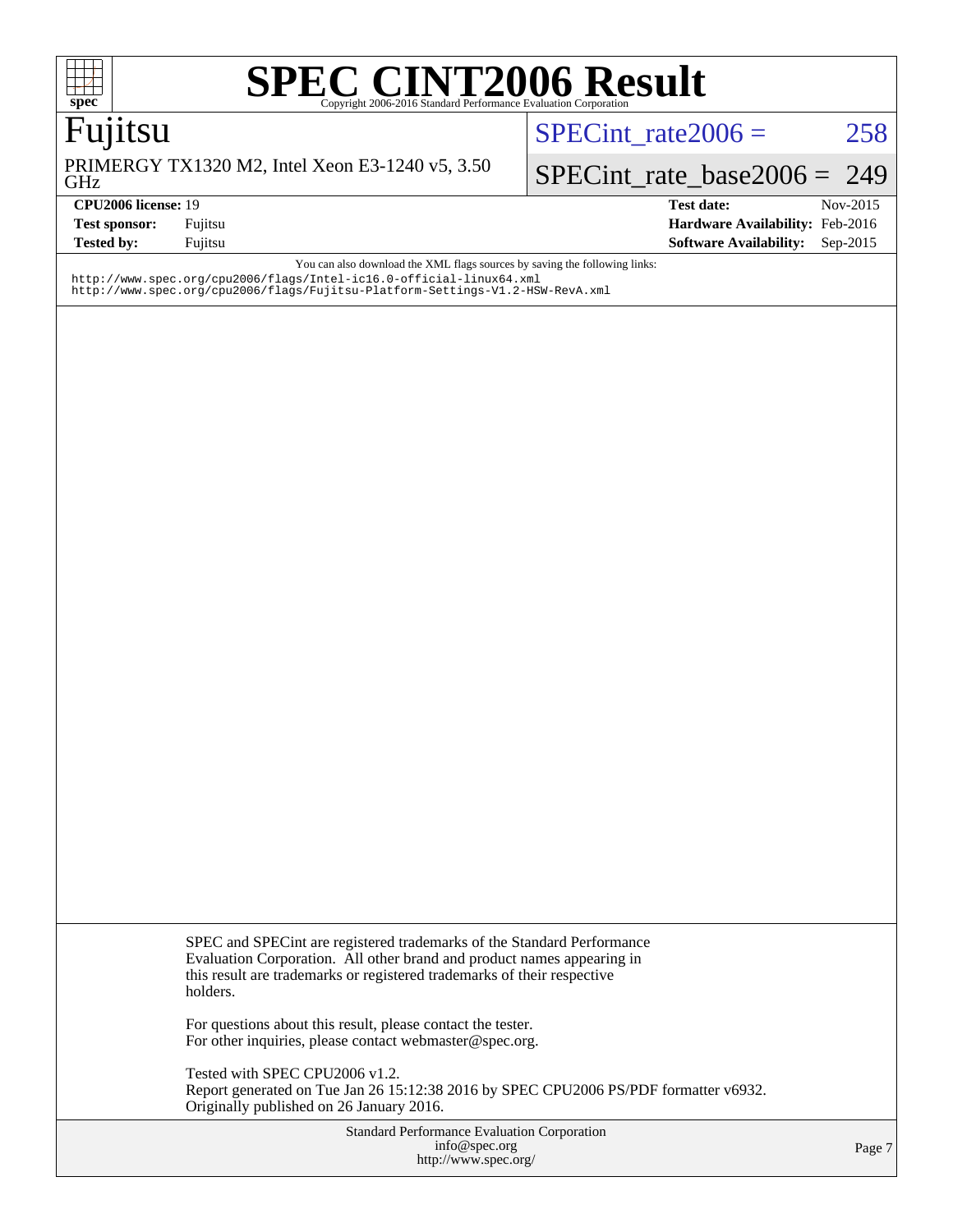# SPEC CINT2006 Result

Copyright 2006-2016 Standard Performance Evaluation Corporation

## Fujitsu

PRIMERGY TX1320 M2, Intel Xeon E3-1240 v5, 3.50 GHz

SPECint_rate2006 = 258

SPECint_rate_base2006 = 249

| | | | |
|---|---|---|---|
| **CPU2006 license:** 19 | | **Test date:** | Nov-2015 |
| **Test sponsor:** | Fujitsu | **Hardware Availability:** | Feb-2016 |
| **Tested by:** | Fujitsu | **Software Availability:** | Sep-2015 |

You can also download the XML flags sources by saving the following links:

```
http://www.spec.org/cpu2006/flags/Intel-ic16.0-official-linux64.xml
http://www.spec.org/cpu2006/flags/Fujitsu-Platform-Settings-V1.2-HSW-RevA.xml
```

SPEC and SPECint are registered trademarks of the Standard Performance Evaluation Corporation. All other brand and product names appearing in this result are trademarks or registered trademarks of their respective holders.

For questions about this result, please contact the tester.
For other inquiries, please contact webmaster@spec.org.

Tested with SPEC CPU2006 v1.2.
Report generated on Tue Jan 26 15:12:38 2016 by SPEC CPU2006 PS/PDF formatter v6932.
Originally published on 26 January 2016.

Standard Performance Evaluation Corporation
info@spec.org
http://www.spec.org/